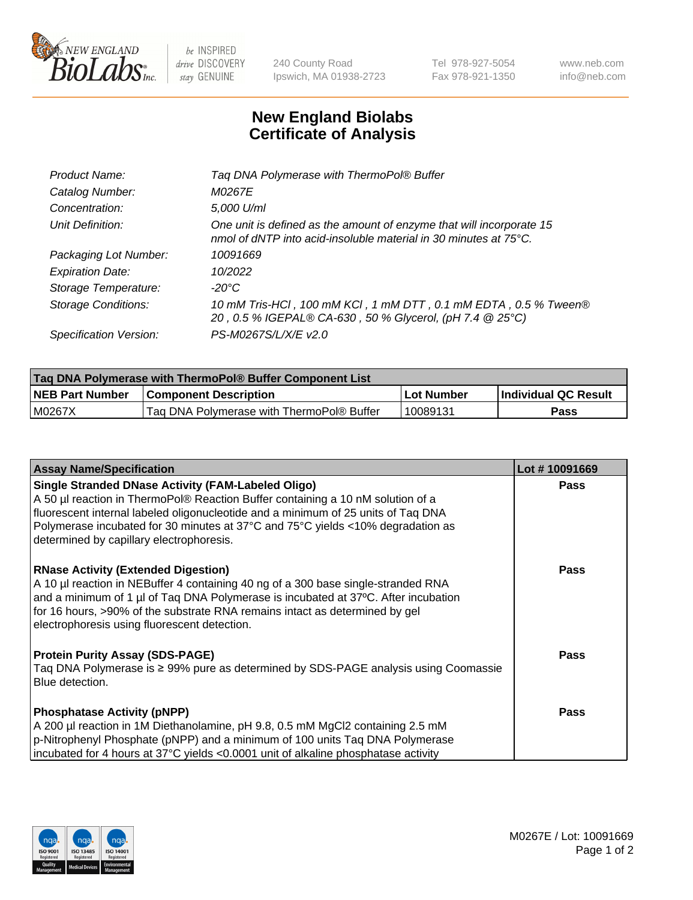New England Biolabs Inc. — be INSPIRED drive DISCOVERY stay GENUINE

240 County Road
Ipswich, MA 01938-2723

Tel 978-927-5054
Fax 978-921-1350

www.neb.com
info@neb.com

# New England Biolabs Certificate of Analysis

| | |
|---|---|
| *Product Name:* | *Taq DNA Polymerase with ThermoPol® Buffer* |
| *Catalog Number:* | *M0267E* |
| *Concentration:* | *5,000 U/ml* |
| *Unit Definition:* | *One unit is defined as the amount of enzyme that will incorporate 15 nmol of dNTP into acid-insoluble material in 30 minutes at 75°C.* |
| *Packaging Lot Number:* | *10091669* |
| *Expiration Date:* | *10/2022* |
| *Storage Temperature:* | *-20°C* |
| *Storage Conditions:* | *10 mM Tris-HCl , 100 mM KCl , 1 mM DTT , 0.1 mM EDTA , 0.5 % Tween® 20 , 0.5 % IGEPAL® CA-630 , 50 % Glycerol, (pH 7.4 @ 25°C)* |
| *Specification Version:* | *PS-M0267S/L/X/E v2.0* |

| Taq DNA Polymerase with ThermoPol® Buffer Component List | | | |
|---|---|---|---|
| **NEB Part Number** | **Component Description** | **Lot Number** | **Individual QC Result** |
| M0267X | Taq DNA Polymerase with ThermoPol® Buffer | 10089131 | **Pass** |

| Assay Name/Specification | Lot # 10091669 |
|---|---|
| **Single Stranded DNase Activity (FAM-Labeled Oligo)**<br>A 50 µl reaction in ThermoPol® Reaction Buffer containing a 10 nM solution of a fluorescent internal labeled oligonucleotide and a minimum of 25 units of Taq DNA Polymerase incubated for 30 minutes at 37°C and 75°C yields <10% degradation as determined by capillary electrophoresis. | **Pass** |
| **RNase Activity (Extended Digestion)**<br>A 10 µl reaction in NEBuffer 4 containing 40 ng of a 300 base single-stranded RNA and a minimum of 1 µl of Taq DNA Polymerase is incubated at 37ºC. After incubation for 16 hours, >90% of the substrate RNA remains intact as determined by gel electrophoresis using fluorescent detection. | **Pass** |
| **Protein Purity Assay (SDS-PAGE)**<br>Taq DNA Polymerase is ≥ 99% pure as determined by SDS-PAGE analysis using Coomassie Blue detection. | **Pass** |
| **Phosphatase Activity (pNPP)**<br>A 200 µl reaction in 1M Diethanolamine, pH 9.8, 0.5 mM $MgCl_2$ containing 2.5 mM p-Nitrophenyl Phosphate (pNPP) and a minimum of 100 units Taq DNA Polymerase incubated for 4 hours at 37°C yields <0.0001 unit of alkaline phosphatase activity | **Pass** |

M0267E / Lot: 10091669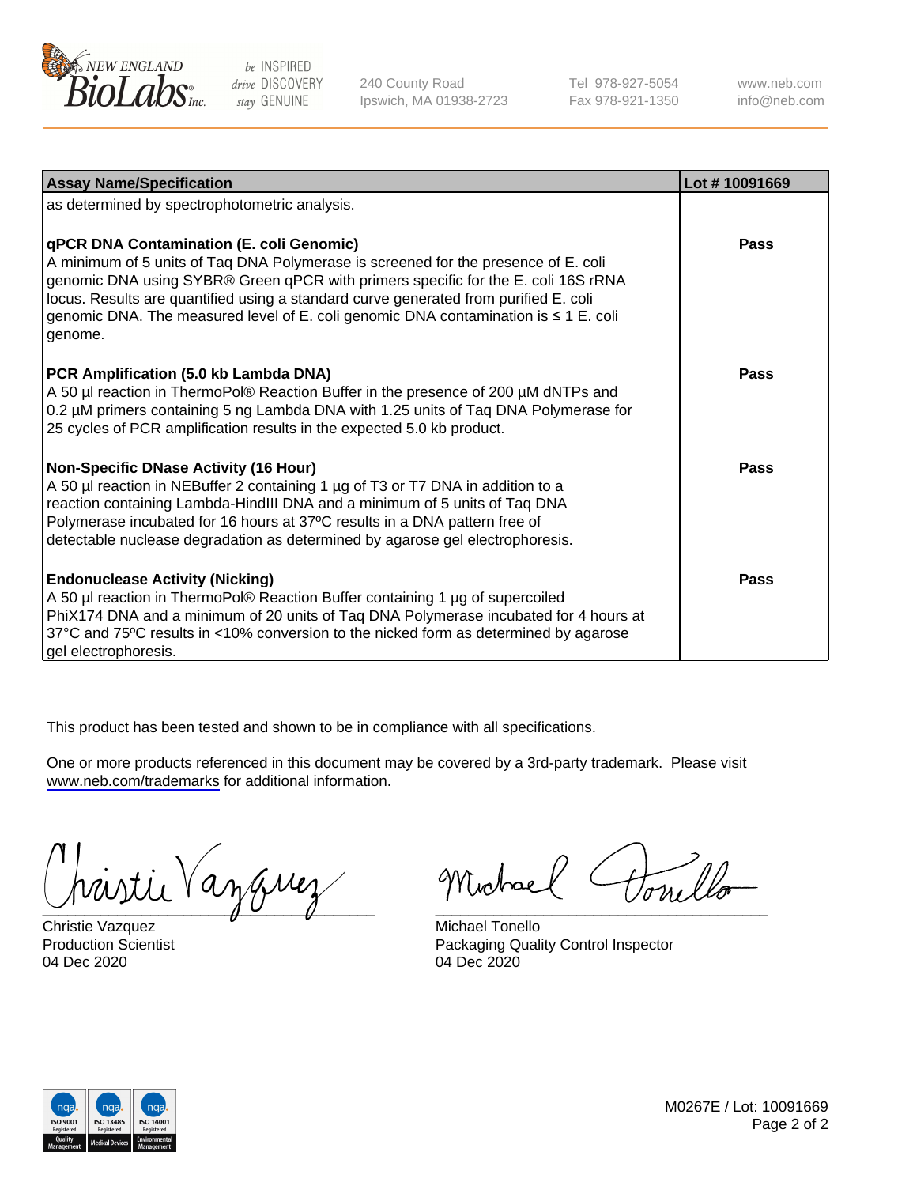| Assay Name/Specification | Lot # 10091669 |
|---|---|
| as determined by spectrophotometric analysis. | |
| **qPCR DNA Contamination (E. coli Genomic)**<br>A minimum of 5 units of Taq DNA Polymerase is screened for the presence of E. coli genomic DNA using SYBR® Green qPCR with primers specific for the E. coli 16S rRNA locus. Results are quantified using a standard curve generated from purified E. coli genomic DNA. The measured level of E. coli genomic DNA contamination is ≤ 1 E. coli genome. | **Pass** |
| **PCR Amplification (5.0 kb Lambda DNA)**<br>A 50 µl reaction in ThermoPol® Reaction Buffer in the presence of 200 µM dNTPs and 0.2 µM primers containing 5 ng Lambda DNA with 1.25 units of Taq DNA Polymerase for 25 cycles of PCR amplification results in the expected 5.0 kb product. | **Pass** |
| **Non-Specific DNase Activity (16 Hour)**<br>A 50 µl reaction in NEBuffer 2 containing 1 µg of T3 or T7 DNA in addition to a reaction containing Lambda-HindIII DNA and a minimum of 5 units of Taq DNA Polymerase incubated for 16 hours at 37ºC results in a DNA pattern free of detectable nuclease degradation as determined by agarose gel electrophoresis. | **Pass** |
| **Endonuclease Activity (Nicking)**<br>A 50 µl reaction in ThermoPol® Reaction Buffer containing 1 µg of supercoiled PhiX174 DNA and a minimum of 20 units of Taq DNA Polymerase incubated for 4 hours at 37°C and 75ºC results in <10% conversion to the nicked form as determined by agarose gel electrophoresis. | **Pass** |

This product has been tested and shown to be in compliance with all specifications.

One or more products referenced in this document may be covered by a 3rd-party trademark. Please visit www.neb.com/trademarks for additional information.

Christie Vazquez
Production Scientist
04 Dec 2020

Michael Tonello
Packaging Quality Control Inspector
04 Dec 2020

M0267E / Lot: 10091669